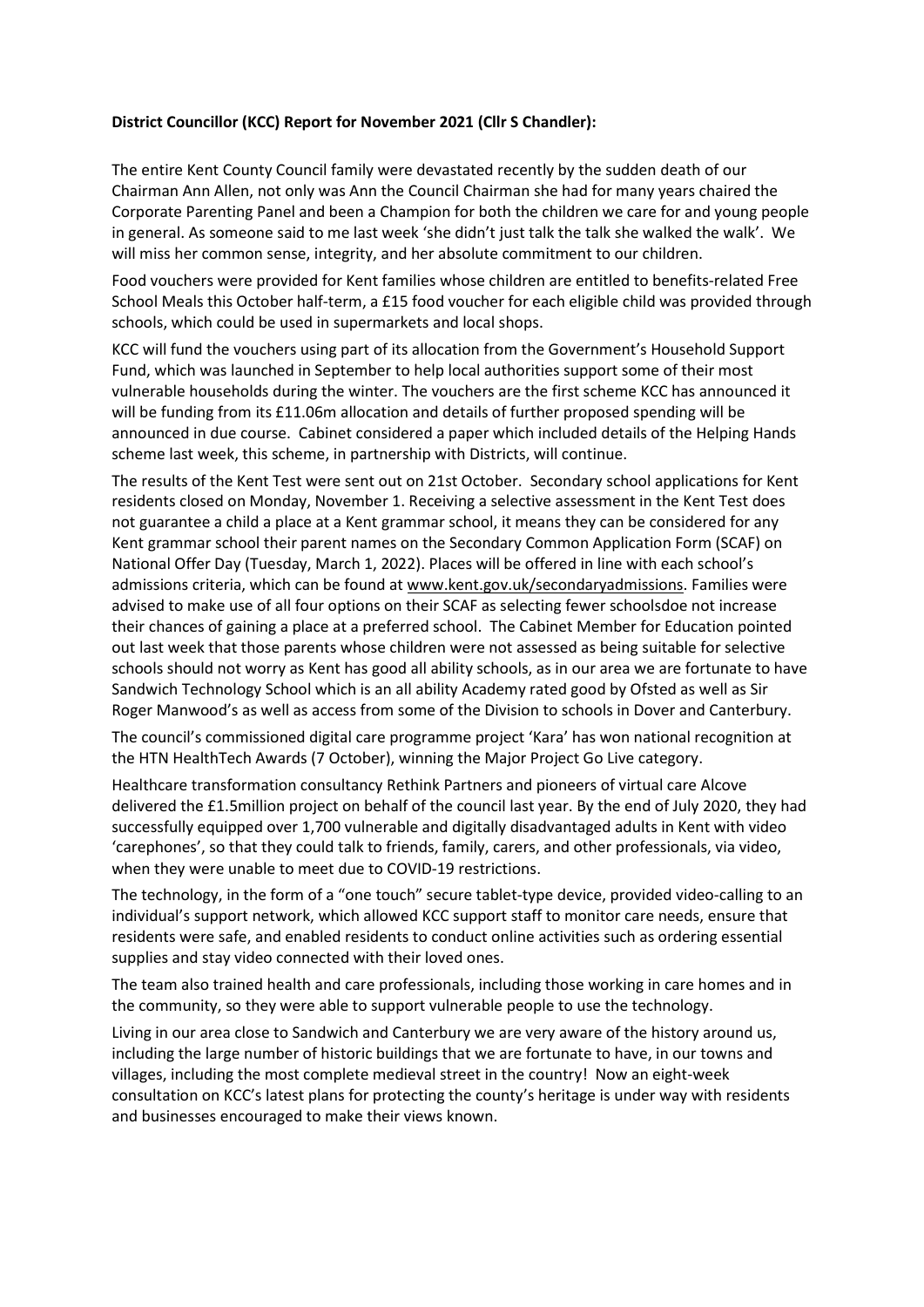**District Councillor (KCC) Report for November 2021 (Cllr S Chandler):**

The entire Kent County Council family were devastated recently by the sudden death of our Chairman Ann Allen, not only was Ann the Council Chairman she had for many years chaired the Corporate Parenting Panel and been a Champion for both the children we care for and young people in general. As someone said to me last week 'she didn't just talk the talk she walked the walk'. We will miss her common sense, integrity, and her absolute commitment to our children.

Food vouchers were provided for Kent families whose children are entitled to benefits-related Free School Meals this October half-term, a £15 food voucher for each eligible child was provided through schools, which could be used in supermarkets and local shops.

KCC will fund the vouchers using part of its allocation from the Government's Household Support Fund, which was launched in September to help local authorities support some of their most vulnerable households during the winter. The vouchers are the first scheme KCC has announced it will be funding from its £11.06m allocation and details of further proposed spending will be announced in due course. Cabinet considered a paper which included details of the Helping Hands scheme last week, this scheme, in partnership with Districts, will continue.

The results of the Kent Test were sent out on 21st October. Secondary school applications for Kent residents closed on Monday, November 1. Receiving a selective assessment in the Kent Test does not guarantee a child a place at a Kent grammar school, it means they can be considered for any Kent grammar school their parent names on the Secondary Common Application Form (SCAF) on National Offer Day (Tuesday, March 1, 2022). Places will be offered in line with each school's admissions criteria, which can be found at www.kent.gov.uk/secondaryadmissions. Families were advised to make use of all four options on their SCAF as selecting fewer schoolsdoe not increase their chances of gaining a place at a preferred school. The Cabinet Member for Education pointed out last week that those parents whose children were not assessed as being suitable for selective schools should not worry as Kent has good all ability schools, as in our area we are fortunate to have Sandwich Technology School which is an all ability Academy rated good by Ofsted as well as Sir Roger Manwood's as well as access from some of the Division to schools in Dover and Canterbury.

The council's commissioned digital care programme project 'Kara' has won national recognition at the HTN HealthTech Awards (7 October), winning the Major Project Go Live category.

Healthcare transformation consultancy Rethink Partners and pioneers of virtual care Alcove delivered the £1.5million project on behalf of the council last year. By the end of July 2020, they had successfully equipped over 1,700 vulnerable and digitally disadvantaged adults in Kent with video 'carephones', so that they could talk to friends, family, carers, and other professionals, via video, when they were unable to meet due to COVID-19 restrictions.

The technology, in the form of a "one touch" secure tablet-type device, provided video-calling to an individual's support network, which allowed KCC support staff to monitor care needs, ensure that residents were safe, and enabled residents to conduct online activities such as ordering essential supplies and stay video connected with their loved ones.

The team also trained health and care professionals, including those working in care homes and in the community, so they were able to support vulnerable people to use the technology.

Living in our area close to Sandwich and Canterbury we are very aware of the history around us, including the large number of historic buildings that we are fortunate to have, in our towns and villages, including the most complete medieval street in the country! Now an eight-week consultation on KCC's latest plans for protecting the county's heritage is under way with residents and businesses encouraged to make their views known.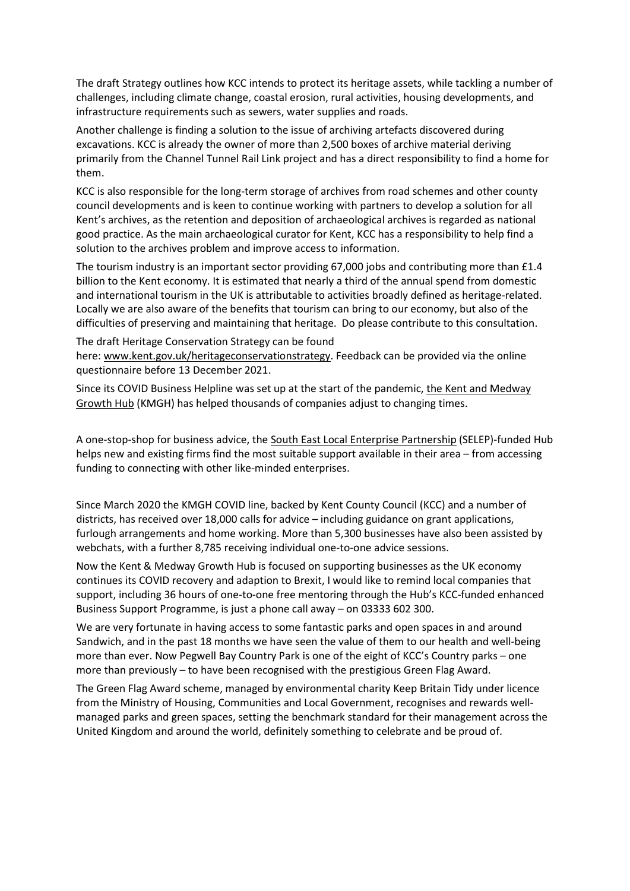The draft Strategy outlines how KCC intends to protect its heritage assets, while tackling a number of challenges, including climate change, coastal erosion, rural activities, housing developments, and infrastructure requirements such as sewers, water supplies and roads.

Another challenge is finding a solution to the issue of archiving artefacts discovered during excavations. KCC is already the owner of more than 2,500 boxes of archive material deriving primarily from the Channel Tunnel Rail Link project and has a direct responsibility to find a home for them.

KCC is also responsible for the long-term storage of archives from road schemes and other county council developments and is keen to continue working with partners to develop a solution for all Kent's archives, as the retention and deposition of archaeological archives is regarded as national good practice. As the main archaeological curator for Kent, KCC has a responsibility to help find a solution to the archives problem and improve access to information.

The tourism industry is an important sector providing 67,000 jobs and contributing more than £1.4 billion to the Kent economy. It is estimated that nearly a third of the annual spend from domestic and international tourism in the UK is attributable to activities broadly defined as heritage-related. Locally we are also aware of the benefits that tourism can bring to our economy, but also of the difficulties of preserving and maintaining that heritage. Do please contribute to this consultation.

The draft Heritage Conservation Strategy can be found here: www.kent.gov.uk/heritageconservationstrategy. Feedback can be provided via the online questionnaire before 13 December 2021.

Since its COVID Business Helpline was set up at the start of the pandemic, the Kent and Medway Growth Hub (KMGH) has helped thousands of companies adjust to changing times.

A one-stop-shop for business advice, the South East Local Enterprise Partnership (SELEP)-funded Hub helps new and existing firms find the most suitable support available in their area – from accessing funding to connecting with other like-minded enterprises.

Since March 2020 the KMGH COVID line, backed by Kent County Council (KCC) and a number of districts, has received over 18,000 calls for advice – including guidance on grant applications, furlough arrangements and home working. More than 5,300 businesses have also been assisted by webchats, with a further 8,785 receiving individual one-to-one advice sessions.

Now the Kent & Medway Growth Hub is focused on supporting businesses as the UK economy continues its COVID recovery and adaption to Brexit, I would like to remind local companies that support, including 36 hours of one-to-one free mentoring through the Hub's KCC-funded enhanced Business Support Programme, is just a phone call away – on 03333 602 300.

We are very fortunate in having access to some fantastic parks and open spaces in and around Sandwich, and in the past 18 months we have seen the value of them to our health and well-being more than ever. Now Pegwell Bay Country Park is one of the eight of KCC's Country parks – one more than previously – to have been recognised with the prestigious Green Flag Award.

The Green Flag Award scheme, managed by environmental charity Keep Britain Tidy under licence from the Ministry of Housing, Communities and Local Government, recognises and rewards well-managed parks and green spaces, setting the benchmark standard for their management across the United Kingdom and around the world, definitely something to celebrate and be proud of.